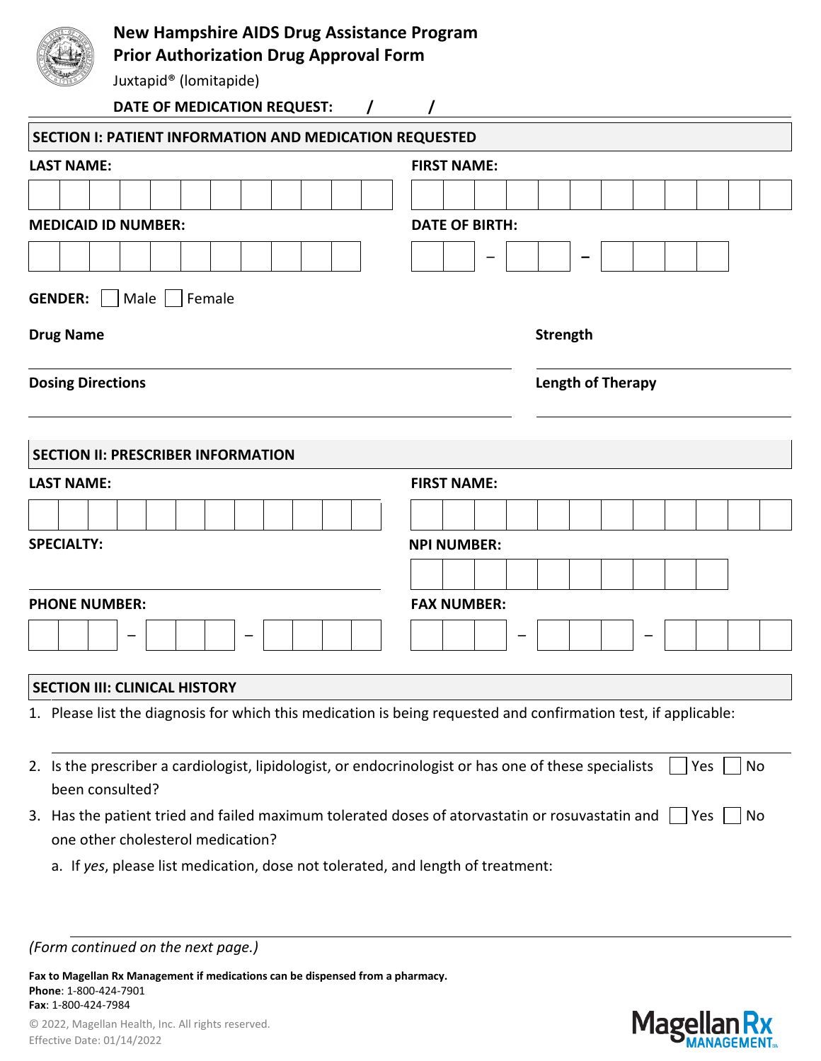# New Hampshire AIDS Drug Assistance Program
## Prior Authorization Drug Approval Form

Juxtapid® (lomitapide)

**DATE OF MEDICATION REQUEST:** / /

## SECTION I: PATIENT INFORMATION AND MEDICATION REQUESTED

**LAST NAME:**

**FIRST NAME:**

**MEDICAID ID NUMBER:**

**DATE OF BIRTH:** – –

**GENDER:** ☐ Male ☐ Female

**Drug Name**

**Strength**

**Dosing Directions**

**Length of Therapy**

## SECTION II: PRESCRIBER INFORMATION

**LAST NAME:**

**FIRST NAME:**

**SPECIALTY:**

**NPI NUMBER:**

**PHONE NUMBER:** – –

**FAX NUMBER:** – –

## SECTION III: CLINICAL HISTORY

1. Please list the diagnosis for which this medication is being requested and confirmation test, if applicable:
2. Is the prescriber a cardiologist, lipidologist, or endocrinologist or has one of these specialists been consulted? ☐ Yes ☐ No
3. Has the patient tried and failed maximum tolerated doses of atorvastatin or rosuvastatin and one other cholesterol medication? ☐ Yes ☐ No
   a. If *yes*, please list medication, dose not tolerated, and length of treatment:

*(Form continued on the next page.)*

**Fax to Magellan Rx Management if medications can be dispensed from a pharmacy.**
**Phone**: 1-800-424-7901
**Fax**: 1-800-424-7984

© 2022, Magellan Health, Inc. All rights reserved.
Effective Date: 01/14/2022

Magellan Rx MANAGEMENT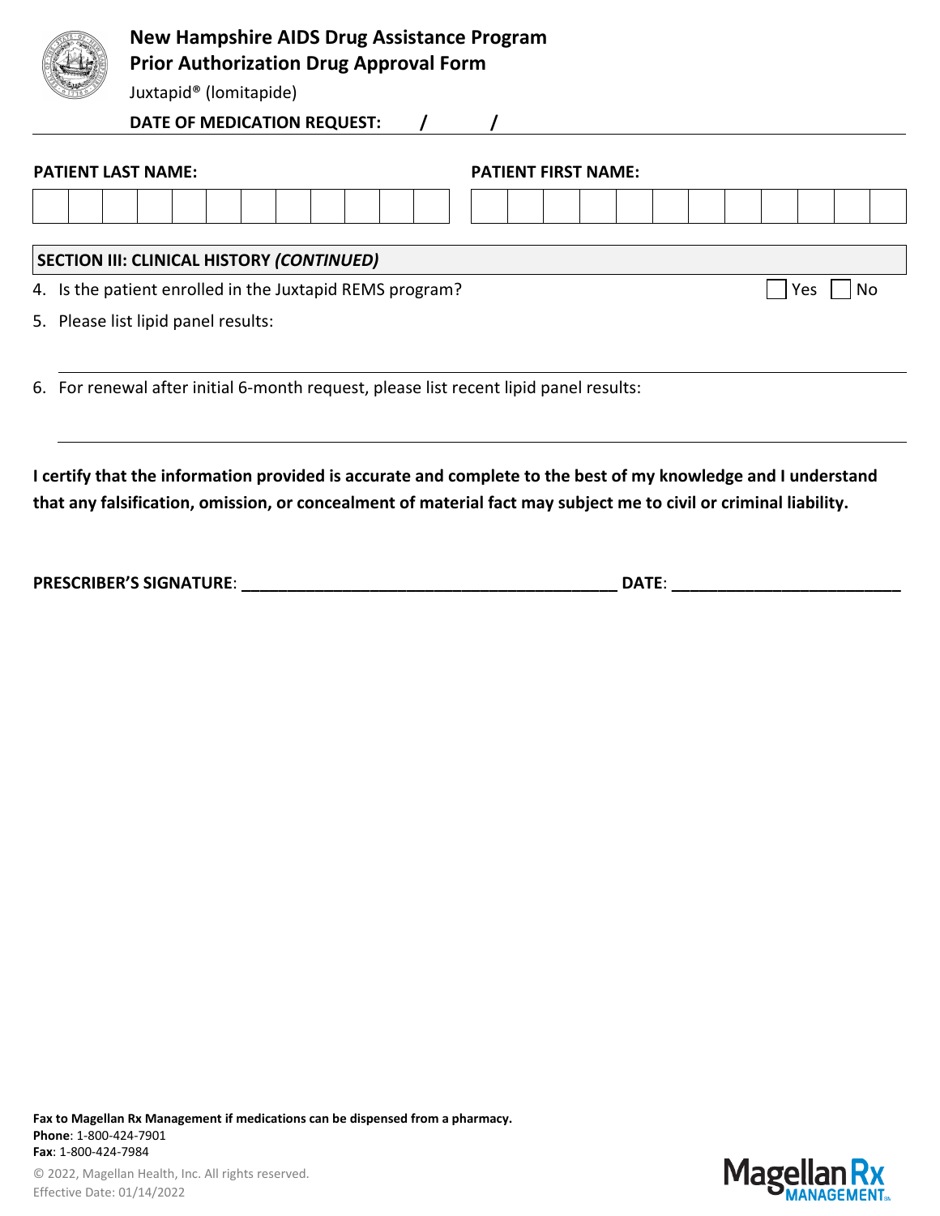# New Hampshire AIDS Drug Assistance Program
## Prior Authorization Drug Approval Form

Juxtapid® (lomitapide)

**DATE OF MEDICATION REQUEST:** / /

**PATIENT LAST NAME:**

**PATIENT FIRST NAME:**

**SECTION III: CLINICAL HISTORY *(CONTINUED)***

4. Is the patient enrolled in the Juxtapid REMS program? ☐ Yes ☐ No
5. Please list lipid panel results:
6. For renewal after initial 6-month request, please list recent lipid panel results:

**I certify that the information provided is accurate and complete to the best of my knowledge and I understand that any falsification, omission, or concealment of material fact may subject me to civil or criminal liability.**

**PRESCRIBER'S SIGNATURE**: ________________________________________ **DATE**: ________________________

**Fax to Magellan Rx Management if medications can be dispensed from a pharmacy.**
**Phone**: 1-800-424-7901
**Fax**: 1-800-424-7984

© 2022, Magellan Health, Inc. All rights reserved.
Effective Date: 01/14/2022

Magellan Rx MANAGEMENT